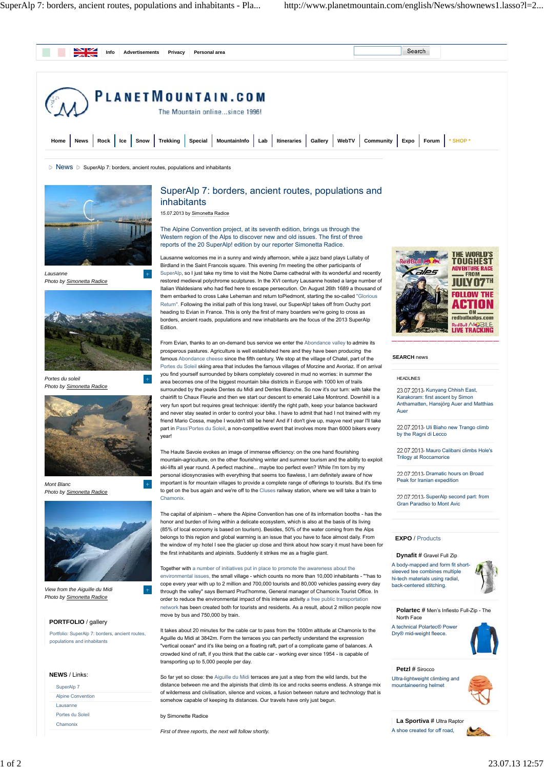Info | Advertisements | Privacy | Personal area

Search

# PLANETMOUNTAIN.COM

The Mountain online...since 1996!

Home | News | Rock | Ice | Snow | Trekking | Special | MountainInfo | Lab | Itineraries | Gallery | WebTV | Community | Expo | Forum | * SHOP *

News ▷ SuperAlp 7: borders, ancient routes, populations and inhabitants

*Lausanne*
*Photo by Simonetta Radice*

*Portes du soleil*
*Photo by Simonetta Radice*

*Mont Blanc*
*Photo by Simonetta Radice*

*View from the Aiguille du Midi*
*Photo by Simonetta Radice*

**PORTFOLIO** / gallery

Portfolio: SuperAlp 7: borders, ancient routes, populations and inhabitants

**NEWS** / Links:

- SuperAlp 7
- Alpine Convention
- Lausanne
- Portes du Soleil
- Chamonix

# SuperAlp 7: borders, ancient routes, populations and inhabitants

15.07.2013 by Simonetta Radice

The Alpine Convention project, at its seventh edition, brings us through the Western region of the Alps to discover new and old issues. The first of three reports of the 20 SuperAlp! edition by our reporter Simonetta Radice.

Lausanne welcomes me in a sunny and windy afternoon, while a jazz band plays Lullaby of Birdland in the Saint Francois square. This evening I'm meeting the other participants of SuperAlp, so I just take my time to visit the Notre Dame cathedral with its wonderful and recently restored medieval polychrome sculptures. In the XVI century Lausanne hosted a large number of Italian Waldesians who had fled here to escape persecution. On August 26th 1689 a thousand of them embarked to cross Lake Leheman and return toPiedmont, starting the so-called "Glorious Return". Following the initial path of this long travel, our SuperAlp! takes off from Ouchy port heading to Evian in France. This is only the first of many boarders we're going to cross as borders, ancient roads, populations and new inhabitants are the focus of the 2013 SuperAlp Edition.

From Evian, thanks to an on-demand bus service we enter the Abondance valley to admire its prosperous pastures. Agriculture is well established here and they have been producing the famous Abondance cheese since the fifth century. We stop at the village of Chatel, part of the Portes du Soleil skiing area that includes the famous villages of Morzine and Avoriaz. If on arrival you find yourself surrounded by bikers completely covered in mud no worries: in summer the area becomes one of the biggest mountain bike districts in Europe with 1000 km of trails surrounded by the peaks Dentes du Midi and Dentes Blanche. So now it's our turn: with take the chairlift to Chaux Fleurie and then we start our descent to emerald Lake Montrond. Downhill is a very fun sport but requires great technique: identify the right path, keep your balance backward and never stay seated in order to control your bike. I have to admit that had I not trained with my friend Mario Cossa, maybe I wouldn't still be here! And if I don't give up, mayve next year I'll take part in Pass'Portes du Soleil, a non-competitive event that involves more than 6000 bikers every year!

The Haute Savoie evokes an image of immense efficiency: on the one hand flourishing mountain-agriculture, on the other flourishing winter and summer tourism and the ability to exploit ski-lifts all year round. A perfect machine... maybe too perfect even? While I'm torn by my personal idiosyncrasies with everything that seems too flawless, I am definitely aware of how important is for mountain villages to provide a complete range of offerings to tourists. But it's time to get on the bus again and we're off to the Cluses railway station, where we will take a train to Chamonix.

The capital of alpinism – where the Alpine Convention has one of its information booths - has the honor and burden of living within a delicate ecosystem, which is also at the basis of its living (85% of local economy is based on tourism). Besides, 50% of the water coming from the Alps belongs to this region and global warming is an issue that you have to face almost daily. From the window of my hotel I see the glacier up close and think about how scary it must have been for the first inhabitants and alpinists. Suddenly it strikes me as a fragile giant.

Together with a number of initiatives put in place to promote the awareness about the environmental issues, the small village - which counts no more than 10,000 inhabitants - "has to cope every year with up to 2 million and 700,000 tourists and 80,000 vehicles passing every day through the valley" says Bernard Prud'homme, General manager of Chamonix Tourist Office. In order to reduce the environmental impact of this intense activity a free public transportation network has been created both for tourists and residents. As a result, about 2 million people now move by bus and 750,000 by train.

It takes about 20 minutes for the cable car to pass from the 1000m altitude at Chamonix to the Aguille du Midi at 3842m. Form the terraces you can perfectly understand the expression "vertical ocean" and it's like being on a floating raft, part of a complicate game of balances. A crowded kind of raft, if you think that the cable car - working ever since 1954 - is capable of transporting up to 5,000 people per day.

So far yet so close: the Aiguille du Midi terraces are just a step from the wild lands, but the distance between me and the alpinists that climb its ice and rocks seems endless. A strange mix of wilderness and civilisation, silence and voices, a fusion between nature and technology that is somehow capable of keeping its distances. Our travels have only just begun.

by Simonette Radice

*First of three reports, the next will follow shortly.*

**SEARCH** news

HEADLINES

23.07.2013- Kunyang Chhish East, Karakoram: first ascent by Simon Anthamatten, Hansjörg Auer and Matthias Auer

22.07.2013- Uli Biaho new Trango climb by the Ragni di Lecco

22.07.2013- Mauro Calibani climbs Hole's Trilogy at Roccamorice

22.07.2013- Dramatic hours on Broad Peak for Iranian expedition

22.07.2013- SuperAlp second part: from Gran Paradiso to Mont Avic

**EXPO** / Products

**Dynafit** # Gravel Full Zip
A body-mapped and form fit short-sleeved tee combines multiple hi-tech materials using radial, back-centered stitching.

**Polartec** # Men's Infiesto Full-Zip - The North Face
A technical Polartec® Power Dry® mid-weight fleece.

**Petzl** # Sirocco
Ultra-lightweight climbing and mountaineering helmet

**La Sportiva** # Ultra Raptor
A shoe created for off road,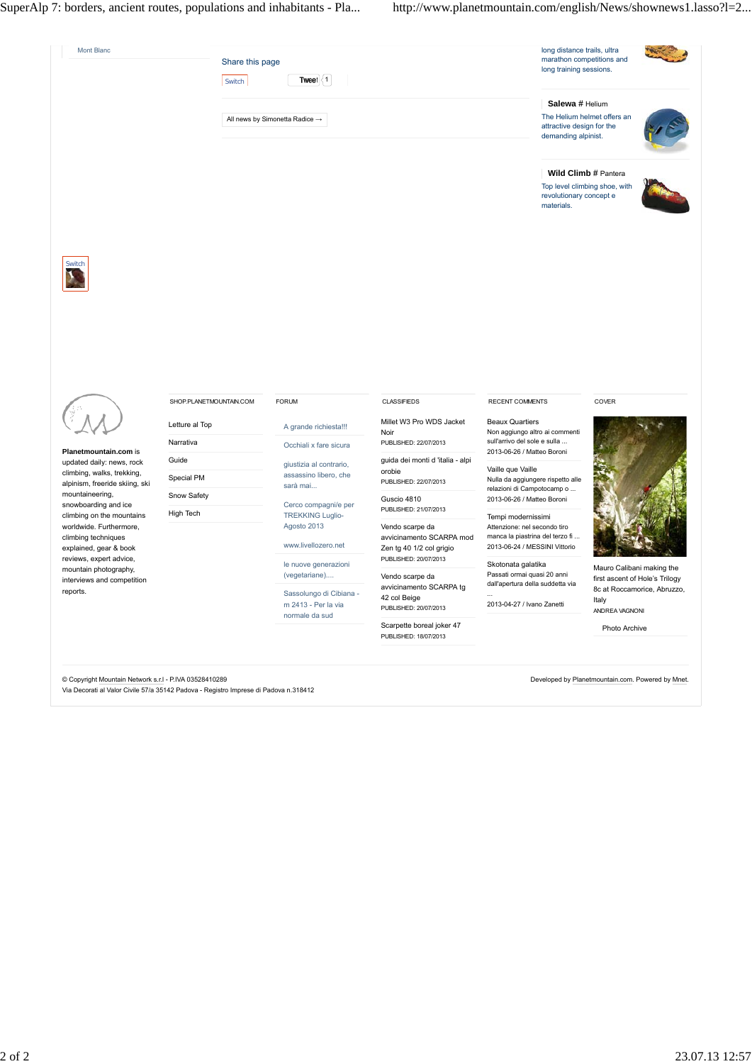Mont Blanc

Share this page

Switch

Tweet 1

All news by Simonetta Radice →

long distance trails, ultra marathon competitions and long training sessions.

**Salewa** # Helium

The Helium helmet offers an attractive design for the demanding alpinist.

**Wild Climb** # Pantera

Top level climbing shoe, with revolutionary concept e materials.

Switch

**Planetmountain.com** is updated daily: news, rock climbing, walks, trekking, alpinism, freeride skiing, ski mountaineering, snowboarding and ice climbing on the mountains worldwide. Furthermore, climbing techniques explained, gear & book reviews, expert advice, mountain photography, interviews and competition reports.

SHOP.PLANETMOUNTAIN.COM

- Letture al Top
- Narrativa
- Guide
- Special PM
- Snow Safety
- High Tech

FORUM

- A grande richiesta!!!
- Occhiali x fare sicura
- giustizia al contrario, assassino libero, che sarà mai...
- Cerco compagni/e per TREKKING Luglio-Agosto 2013
- www.livellozero.net
- le nuove generazioni (vegetariane)....
- Sassolungo di Cibiana - m 2413 - Per la via normale da sud

CLASSIFIEDS

Millet W3 Pro WDS Jacket Noir
PUBLISHED: 22/07/2013

guida dei monti d 'italia - alpi orobie
PUBLISHED: 22/07/2013

Guscio 4810
PUBLISHED: 21/07/2013

Vendo scarpe da avvicinamento SCARPA mod Zen tg 40 1/2 col grigio
PUBLISHED: 20/07/2013

Vendo scarpe da avvicinamento SCARPA tg 42 col Beige
PUBLISHED: 20/07/2013

Scarpette boreal joker 47
PUBLISHED: 18/07/2013

RECENT COMMENTS

Beaux Quartiers
Non aggiungo altro ai commenti sull'arrivo del sole e sulla ...
2013-06-26 / Matteo Boroni

Vaille que Vaille
Nulla da aggiungere rispetto alle relazioni di Campotocamp o ...
2013-06-26 / Matteo Boroni

Tempi modernissimi
Attenzione: nel secondo tiro manca la piastrina del terzo fi ...
2013-06-24 / MESSINI Vittorio

Skotonata galatika
Passati ormai quasi 20 anni dall'apertura della suddetta via ...
2013-04-27 / Ivano Zanetti

COVER

Mauro Calibani making the first ascent of Hole's Trilogy 8c at Roccamorice, Abruzzo, Italy
ANDREA VAGNONI

Photo Archive

© Copyright Mountain Network s.r.l - P.IVA 03528410289
Via Decorati al Valor Civile 57/a 35142 Padova - Registro Imprese di Padova n.318412

Developed by Planetmountain.com. Powered by Mnet.